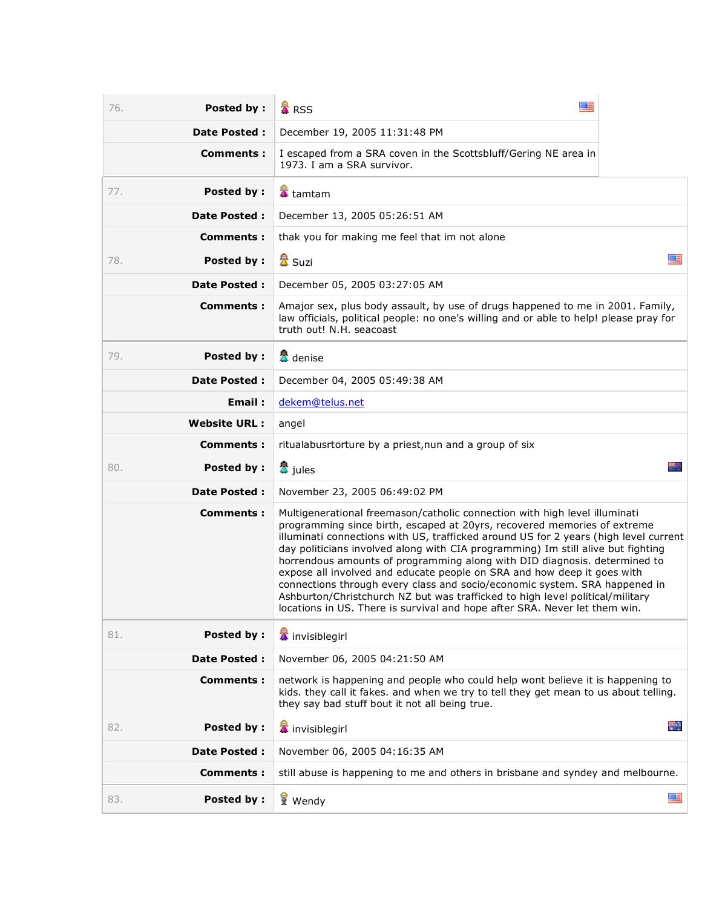| | | |
|---|---|---|
| 76. | **Posted by :** | RSS |
| | **Date Posted :** | December 19, 2005 11:31:48 PM |
| | **Comments :** | I escaped from a SRA coven in the Scottsbluff/Gering NE area in 1973. I am a SRA survivor. |

| | | |
|---|---|---|
| 77. | **Posted by :** | tamtam |
| | **Date Posted :** | December 13, 2005 05:26:51 AM |
| | **Comments :** | thak you for making me feel that im not alone |
| 78. | **Posted by :** | Suzi |
| | **Date Posted :** | December 05, 2005 03:27:05 AM |
| | **Comments :** | Amajor sex, plus body assault, by use of drugs happened to me in 2001. Family, law officials, political people: no one's willing and or able to help! please pray for truth out! N.H. seacoast |
| 79. | **Posted by :** | denise |
| | **Date Posted :** | December 04, 2005 05:49:38 AM |
| | **Email :** | dekem@telus.net |
| | **Website URL :** | angel |
| | **Comments :** | ritualabusrtorture by a priest,nun and a group of six |
| 80. | **Posted by :** | jules |
| | **Date Posted :** | November 23, 2005 06:49:02 PM |
| | **Comments :** | Multigenerational freemason/catholic connection with high level illuminati programming since birth, escaped at 20yrs, recovered memories of extreme illuminati connections with US, trafficked around US for 2 years (high level current day politicians involved along with CIA programming) Im still alive but fighting horrendous amounts of programming along with DID diagnosis. determined to expose all involved and educate people on SRA and how deep it goes with connections through every class and socio/economic system. SRA happened in Ashburton/Christchurch NZ but was trafficked to high level political/military locations in US. There is survival and hope after SRA. Never let them win. |
| 81. | **Posted by :** | invisiblegirl |
| | **Date Posted :** | November 06, 2005 04:21:50 AM |
| | **Comments :** | network is happening and people who could help wont believe it is happening to kids. they call it fakes. and when we try to tell they get mean to us about telling. they say bad stuff bout it not all being true. |
| 82. | **Posted by :** | invisiblegirl |
| | **Date Posted :** | November 06, 2005 04:16:35 AM |
| | **Comments :** | still abuse is happening to me and others in brisbane and syndey and melbourne. |
| 83. | **Posted by :** | Wendy |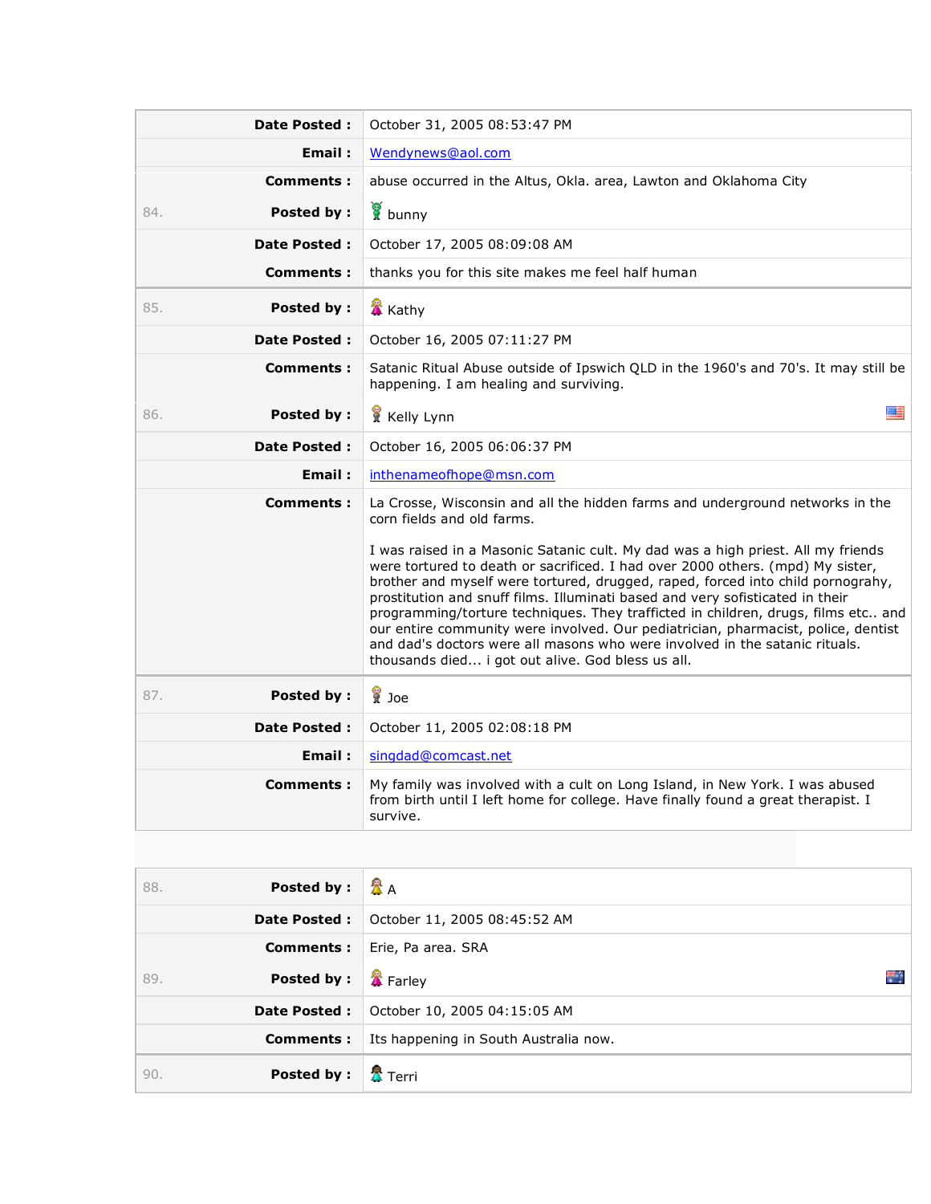| | | |
|---|---|---|
| | **Date Posted :** | October 31, 2005 08:53:47 PM |
| | **Email :** | Wendynews@aol.com |
| | **Comments :** | abuse occurred in the Altus, Okla. area, Lawton and Oklahoma City |
| 84. | **Posted by :** | bunny |
| | **Date Posted :** | October 17, 2005 08:09:08 AM |
| | **Comments :** | thanks you for this site makes me feel half human |
| 85. | **Posted by :** | Kathy |
| | **Date Posted :** | October 16, 2005 07:11:27 PM |
| | **Comments :** | Satanic Ritual Abuse outside of Ipswich QLD in the 1960's and 70's. It may still be happening. I am healing and surviving. |
| 86. | **Posted by :** | Kelly Lynn |
| | **Date Posted :** | October 16, 2005 06:06:37 PM |
| | **Email :** | inthenameofhope@msn.com |
| | **Comments :** | La Crosse, Wisconsin and all the hidden farms and underground networks in the corn fields and old farms.<br><br>I was raised in a Masonic Satanic cult. My dad was a high priest. All my friends were tortured to death or sacrificed. I had over 2000 others. (mpd) My sister, brother and myself were tortured, drugged, raped, forced into child pornograhy, prostitution and snuff films. Illuminati based and very sofisticated in their programming/torture techniques. They trafficted in children, drugs, films etc.. and our entire community were involved. Our pediatrician, pharmacist, police, dentist and dad's doctors were all masons who were involved in the satanic rituals. thousands died... i got out alive. God bless us all. |
| 87. | **Posted by :** | Joe |
| | **Date Posted :** | October 11, 2005 02:08:18 PM |
| | **Email :** | singdad@comcast.net |
| | **Comments :** | My family was involved with a cult on Long Island, in New York. I was abused from birth until I left home for college. Have finally found a great therapist. I survive. |

| | | |
|---|---|---|
| 88. | **Posted by :** | A |
| | **Date Posted :** | October 11, 2005 08:45:52 AM |
| | **Comments :** | Erie, Pa area. SRA |
| 89. | **Posted by :** | Farley |
| | **Date Posted :** | October 10, 2005 04:15:05 AM |
| | **Comments :** | Its happening in South Australia now. |
| 90. | **Posted by :** | Terri |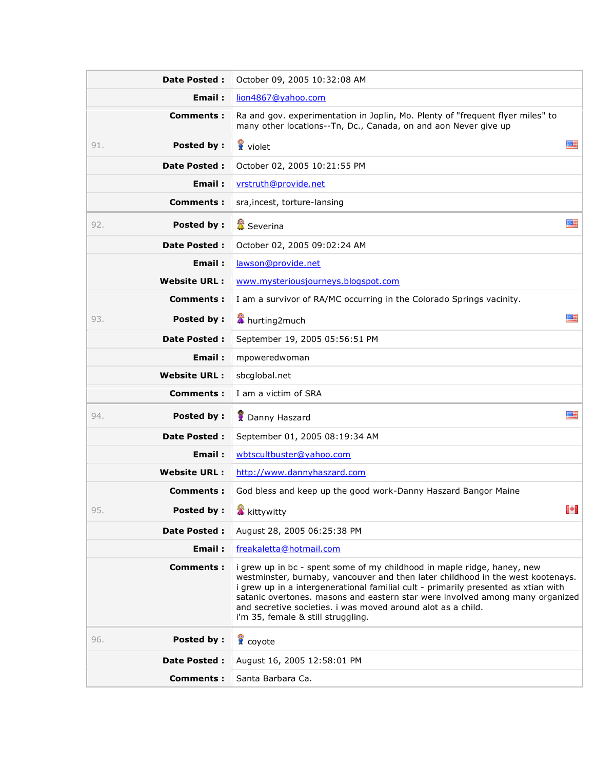| | | |
|---|---|---|
| | **Date Posted :** | October 09, 2005 10:32:08 AM |
| | **Email :** | lion4867@yahoo.com |
| | **Comments :** | Ra and gov. experimentation in Joplin, Mo. Plenty of "frequent flyer miles" to many other locations--Tn, Dc., Canada, on and aon Never give up |
| 91. | **Posted by :** | violet |
| | **Date Posted :** | October 02, 2005 10:21:55 PM |
| | **Email :** | vrstruth@provide.net |
| | **Comments :** | sra,incest, torture-lansing |
| 92. | **Posted by :** | Severina |
| | **Date Posted :** | October 02, 2005 09:02:24 AM |
| | **Email :** | lawson@provide.net |
| | **Website URL :** | www.mysteriousjourneys.blogspot.com |
| | **Comments :** | I am a survivor of RA/MC occurring in the Colorado Springs vacinity. |
| 93. | **Posted by :** | hurting2much |
| | **Date Posted :** | September 19, 2005 05:56:51 PM |
| | **Email :** | mpoweredwoman |
| | **Website URL :** | sbcglobal.net |
| | **Comments :** | I am a victim of SRA |
| 94. | **Posted by :** | Danny Haszard |
| | **Date Posted :** | September 01, 2005 08:19:34 AM |
| | **Email :** | wbtscultbuster@yahoo.com |
| | **Website URL :** | http://www.dannyhaszard.com |
| | **Comments :** | God bless and keep up the good work-Danny Haszard Bangor Maine |
| 95. | **Posted by :** | kittywitty |
| | **Date Posted :** | August 28, 2005 06:25:38 PM |
| | **Email :** | freakaletta@hotmail.com |
| | **Comments :** | i grew up in bc - spent some of my childhood in maple ridge, haney, new westminster, burnaby, vancouver and then later childhood in the west kootenays. i grew up in a intergenerational familial cult - primarily presented as xtian with satanic overtones. masons and eastern star were involved among many organized and secretive societies. i was moved around alot as a child. i'm 35, female & still struggling. |
| 96. | **Posted by :** | coyote |
| | **Date Posted :** | August 16, 2005 12:58:01 PM |
| | **Comments :** | Santa Barbara Ca. |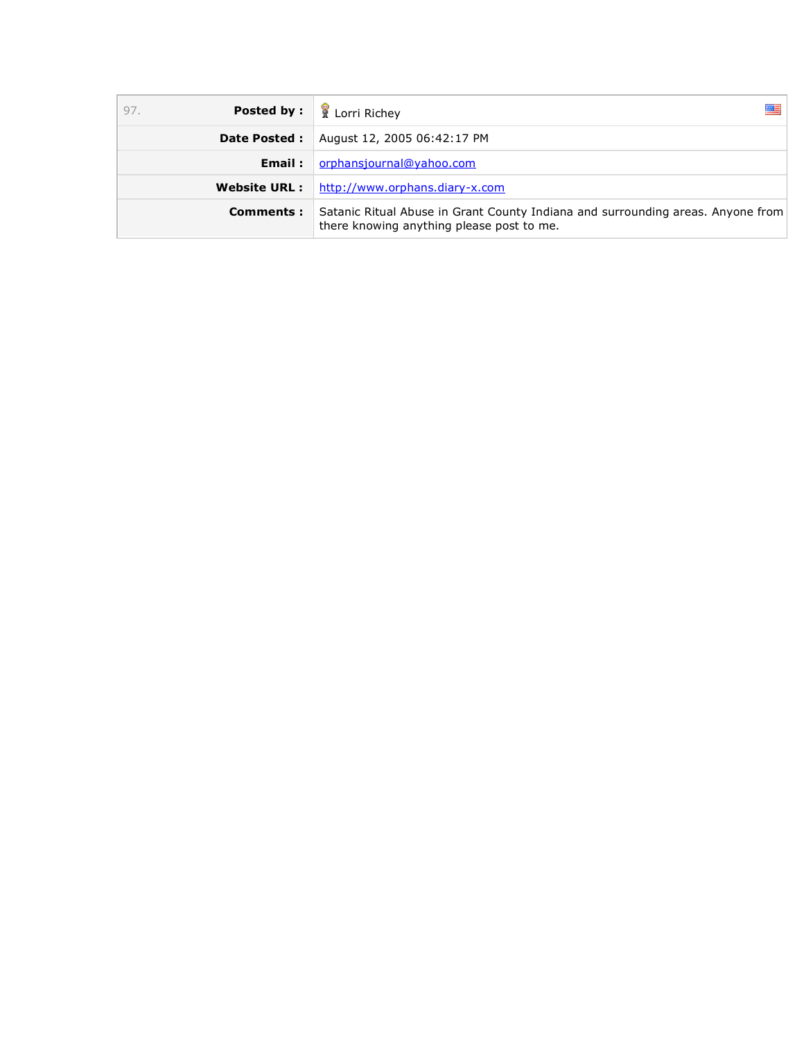| | |
|---|---|
| 97. **Posted by :** | Lorri Richey |
| **Date Posted :** | August 12, 2005 06:42:17 PM |
| **Email :** | orphansjournal@yahoo.com |
| **Website URL :** | http://www.orphans.diary-x.com |
| **Comments :** | Satanic Ritual Abuse in Grant County Indiana and surrounding areas. Anyone from there knowing anything please post to me. |